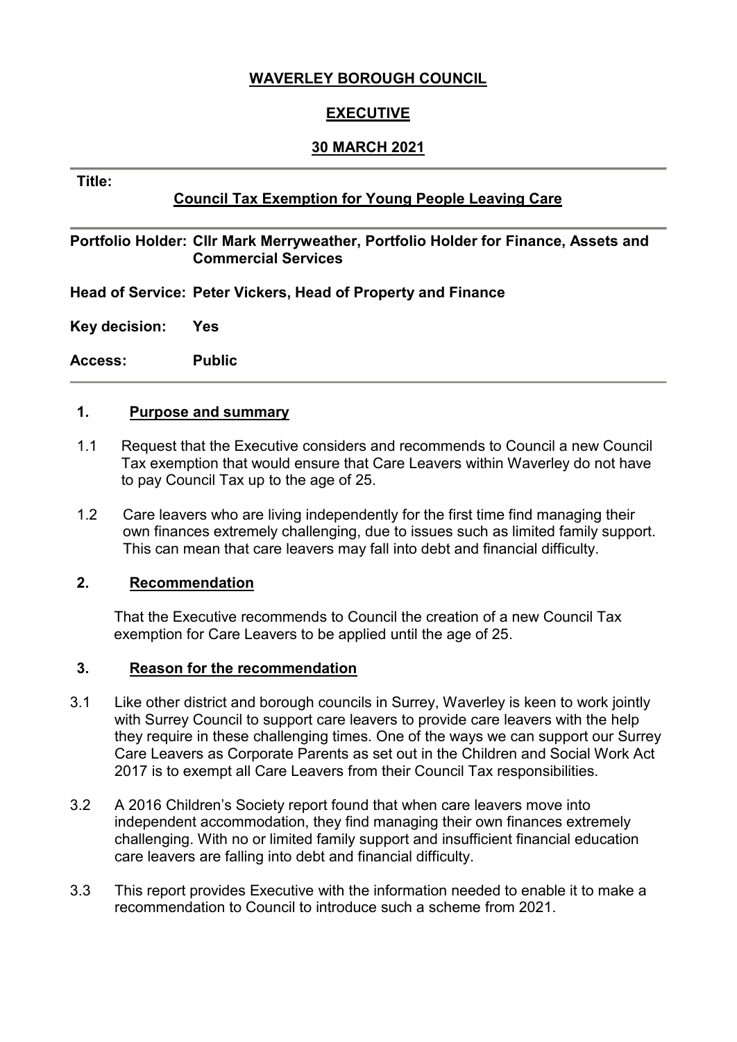**WAVERLEY BOROUGH COUNCIL**

**EXECUTIVE**

**30 MARCH 2021**

**Title:**

**Council Tax Exemption for Young People Leaving Care**

**Portfolio Holder:** **Cllr Mark Merryweather, Portfolio Holder for Finance, Assets and Commercial Services**

**Head of Service:** **Peter Vickers, Head of Property and Finance**

**Key decision:** **Yes**

**Access:** **Public**

## 1. Purpose and summary

1.1 Request that the Executive considers and recommends to Council a new Council Tax exemption that would ensure that Care Leavers within Waverley do not have to pay Council Tax up to the age of 25.

1.2 Care leavers who are living independently for the first time find managing their own finances extremely challenging, due to issues such as limited family support. This can mean that care leavers may fall into debt and financial difficulty.

## 2. Recommendation

That the Executive recommends to Council the creation of a new Council Tax exemption for Care Leavers to be applied until the age of 25.

## 3. Reason for the recommendation

3.1 Like other district and borough councils in Surrey, Waverley is keen to work jointly with Surrey Council to support care leavers to provide care leavers with the help they require in these challenging times. One of the ways we can support our Surrey Care Leavers as Corporate Parents as set out in the Children and Social Work Act 2017 is to exempt all Care Leavers from their Council Tax responsibilities.

3.2 A 2016 Children's Society report found that when care leavers move into independent accommodation, they find managing their own finances extremely challenging. With no or limited family support and insufficient financial education care leavers are falling into debt and financial difficulty.

3.3 This report provides Executive with the information needed to enable it to make a recommendation to Council to introduce such a scheme from 2021.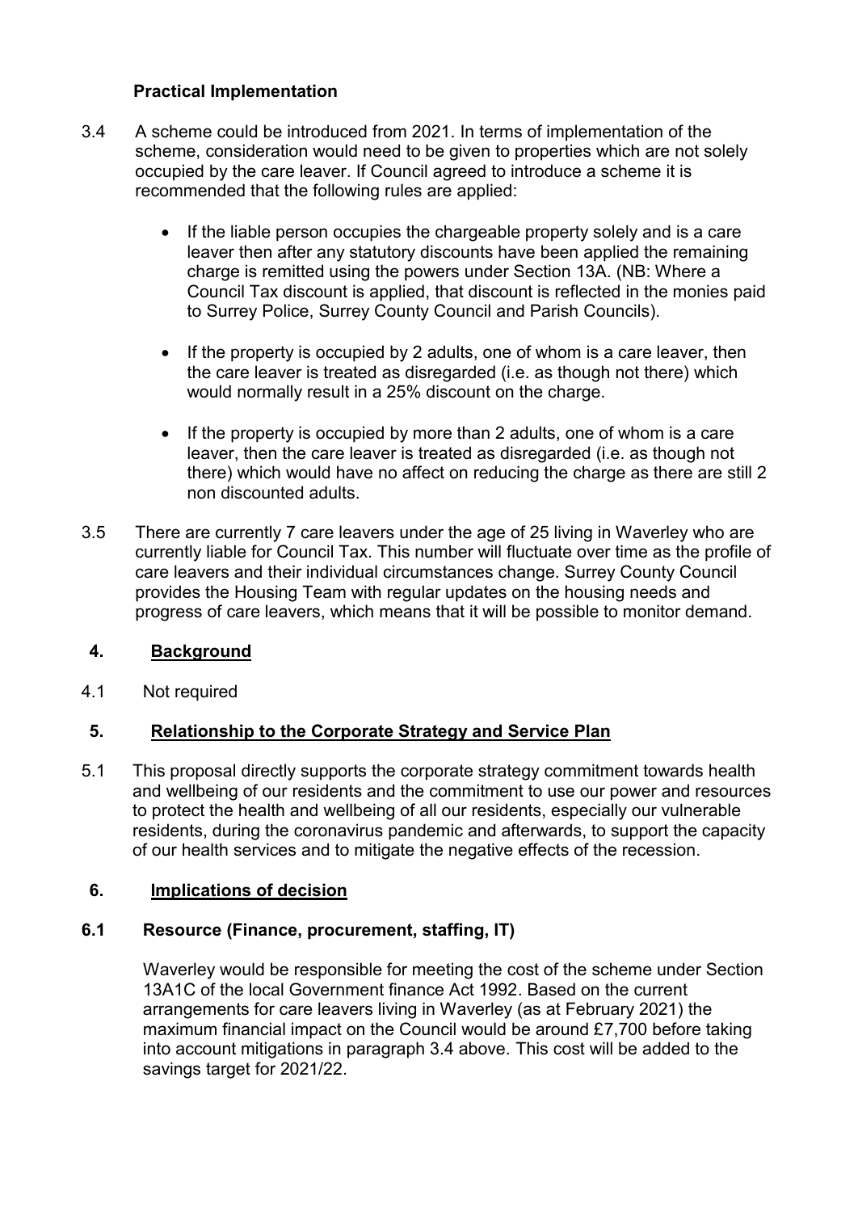**Practical Implementation**

3.4 A scheme could be introduced from 2021. In terms of implementation of the scheme, consideration would need to be given to properties which are not solely occupied by the care leaver. If Council agreed to introduce a scheme it is recommended that the following rules are applied:

- If the liable person occupies the chargeable property solely and is a care leaver then after any statutory discounts have been applied the remaining charge is remitted using the powers under Section 13A. (NB: Where a Council Tax discount is applied, that discount is reflected in the monies paid to Surrey Police, Surrey County Council and Parish Councils).

- If the property is occupied by 2 adults, one of whom is a care leaver, then the care leaver is treated as disregarded (i.e. as though not there) which would normally result in a 25% discount on the charge.

- If the property is occupied by more than 2 adults, one of whom is a care leaver, then the care leaver is treated as disregarded (i.e. as though not there) which would have no affect on reducing the charge as there are still 2 non discounted adults.

3.5 There are currently 7 care leavers under the age of 25 living in Waverley who are currently liable for Council Tax. This number will fluctuate over time as the profile of care leavers and their individual circumstances change. Surrey County Council provides the Housing Team with regular updates on the housing needs and progress of care leavers, which means that it will be possible to monitor demand.

## 4. Background

4.1 Not required

## 5. Relationship to the Corporate Strategy and Service Plan

5.1 This proposal directly supports the corporate strategy commitment towards health and wellbeing of our residents and the commitment to use our power and resources to protect the health and wellbeing of all our residents, especially our vulnerable residents, during the coronavirus pandemic and afterwards, to support the capacity of our health services and to mitigate the negative effects of the recession.

## 6. Implications of decision

### 6.1 Resource (Finance, procurement, staffing, IT)

Waverley would be responsible for meeting the cost of the scheme under Section 13A1C of the local Government finance Act 1992. Based on the current arrangements for care leavers living in Waverley (as at February 2021) the maximum financial impact on the Council would be around £7,700 before taking into account mitigations in paragraph 3.4 above. This cost will be added to the savings target for 2021/22.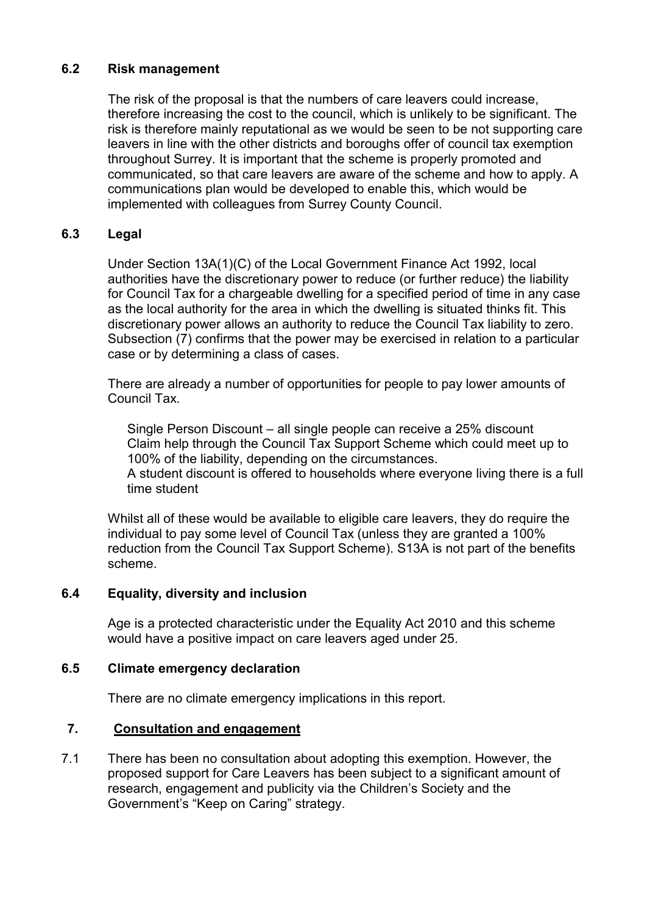### 6.2 Risk management

The risk of the proposal is that the numbers of care leavers could increase, therefore increasing the cost to the council, which is unlikely to be significant. The risk is therefore mainly reputational as we would be seen to be not supporting care leavers in line with the other districts and boroughs offer of council tax exemption throughout Surrey. It is important that the scheme is properly promoted and communicated, so that care leavers are aware of the scheme and how to apply. A communications plan would be developed to enable this, which would be implemented with colleagues from Surrey County Council.

### 6.3 Legal

Under Section 13A(1)(C) of the Local Government Finance Act 1992, local authorities have the discretionary power to reduce (or further reduce) the liability for Council Tax for a chargeable dwelling for a specified period of time in any case as the local authority for the area in which the dwelling is situated thinks fit. This discretionary power allows an authority to reduce the Council Tax liability to zero. Subsection (7) confirms that the power may be exercised in relation to a particular case or by determining a class of cases.

There are already a number of opportunities for people to pay lower amounts of Council Tax.

- Single Person Discount – all single people can receive a 25% discount
- Claim help through the Council Tax Support Scheme which could meet up to 100% of the liability, depending on the circumstances.
- A student discount is offered to households where everyone living there is a full time student

Whilst all of these would be available to eligible care leavers, they do require the individual to pay some level of Council Tax (unless they are granted a 100% reduction from the Council Tax Support Scheme). S13A is not part of the benefits scheme.

### 6.4 Equality, diversity and inclusion

Age is a protected characteristic under the Equality Act 2010 and this scheme would have a positive impact on care leavers aged under 25.

### 6.5 Climate emergency declaration

There are no climate emergency implications in this report.

## 7. Consultation and engagement

7.1 There has been no consultation about adopting this exemption. However, the proposed support for Care Leavers has been subject to a significant amount of research, engagement and publicity via the Children's Society and the Government's "Keep on Caring" strategy.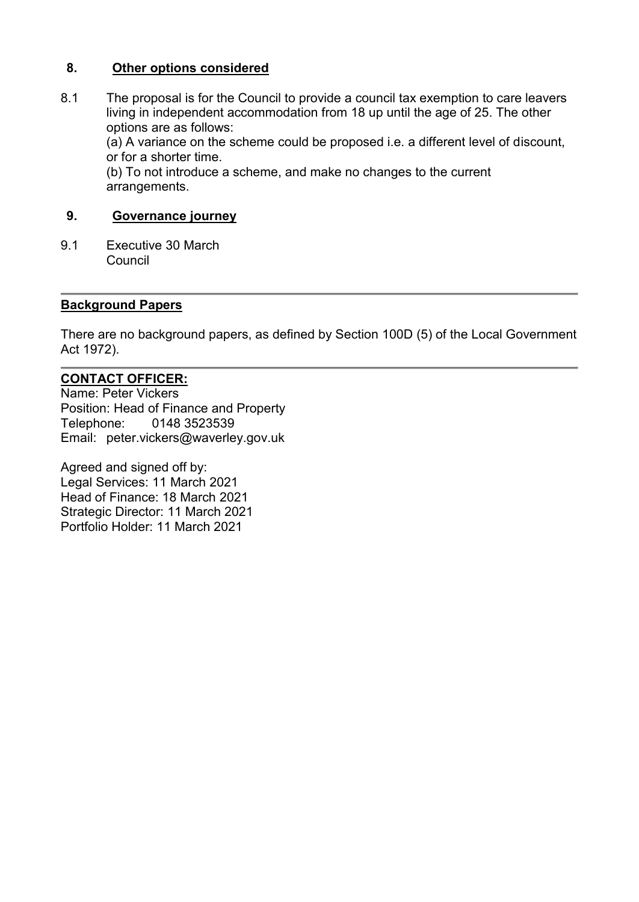## 8. Other options considered

8.1 The proposal is for the Council to provide a council tax exemption to care leavers living in independent accommodation from 18 up until the age of 25. The other options are as follows:

(a) A variance on the scheme could be proposed i.e. a different level of discount, or for a shorter time.

(b) To not introduce a scheme, and make no changes to the current arrangements.

## 9. Governance journey

9.1 Executive 30 March
Council

---

**Background Papers**

There are no background papers, as defined by Section 100D (5) of the Local Government Act 1972).

---

**CONTACT OFFICER:**

Name: Peter Vickers
Position: Head of Finance and Property
Telephone: 0148 3523539
Email: peter.vickers@waverley.gov.uk

Agreed and signed off by:
Legal Services: 11 March 2021
Head of Finance: 18 March 2021
Strategic Director: 11 March 2021
Portfolio Holder: 11 March 2021